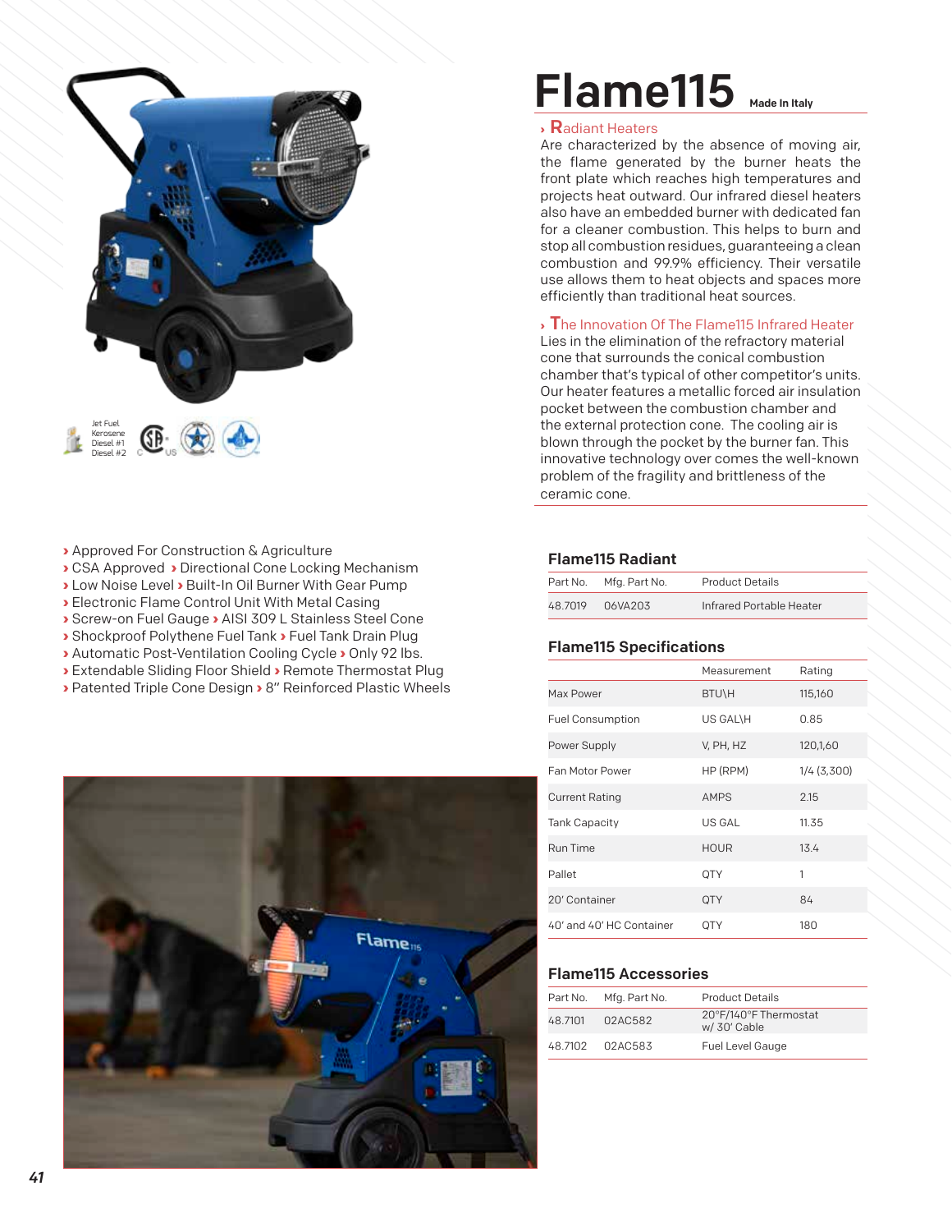# Flame115 Made In Italy

› **R**adiant Heaters

Are characterized by the absence of moving air, the flame generated by the burner heats the front plate which reaches high temperatures and projects heat outward. Our infrared diesel heaters also have an embedded burner with dedicated fan for a cleaner combustion. This helps to burn and stop all combustion residues, guaranteeing a clean combustion and 99.9% efficiency. Their versatile use allows them to heat objects and spaces more efficiently than traditional heat sources.

› **T**he Innovation Of The Flame115 Infrared Heater

Lies in the elimination of the refractory material cone that surrounds the conical combustion chamber that's typical of other competitor's units. Our heater features a metallic forced air insulation pocket between the combustion chamber and the external protection cone. The cooling air is blown through the pocket by the burner fan. This innovative technology over comes the well-known problem of the fragility and brittleness of the ceramic cone.

Jet Fuel
Kerosene
Diesel #1
Diesel #2

- Approved For Construction & Agriculture
- CSA Approved
- Directional Cone Locking Mechanism
- Low Noise Level
- Built-In Oil Burner With Gear Pump
- Electronic Flame Control Unit With Metal Casing
- Screw-on Fuel Gauge
- AISI 309 L Stainless Steel Cone
- Shockproof Polythene Fuel Tank
- Fuel Tank Drain Plug
- Automatic Post-Ventilation Cooling Cycle
- Only 92 lbs.
- Extendable Sliding Floor Shield
- Remote Thermostat Plug
- Patented Triple Cone Design
- 8" Reinforced Plastic Wheels

## Flame115 Radiant

| Part No. | Mfg. Part No. | Product Details |
|---|---|---|
| 48.7019 | 06VA203 | Infrared Portable Heater |

## Flame115 Specifications

| | Measurement | Rating |
|---|---|---|
| Max Power | BTU\H | 115,160 |
| Fuel Consumption | US GAL\H | 0.85 |
| Power Supply | V, PH, HZ | 120,1,60 |
| Fan Motor Power | HP (RPM) | 1/4 (3,300) |
| Current Rating | AMPS | 2.15 |
| Tank Capacity | US GAL | 11.35 |
| Run Time | HOUR | 13.4 |
| Pallet | QTY | 1 |
| 20' Container | QTY | 84 |
| 40' and 40' HC Container | QTY | 180 |

## Flame115 Accessories

| Part No. | Mfg. Part No. | Product Details |
|---|---|---|
| 48.7101 | 02AC582 | 20°F/140°F Thermostat w/ 30' Cable |
| 48.7102 | 02AC583 | Fuel Level Gauge |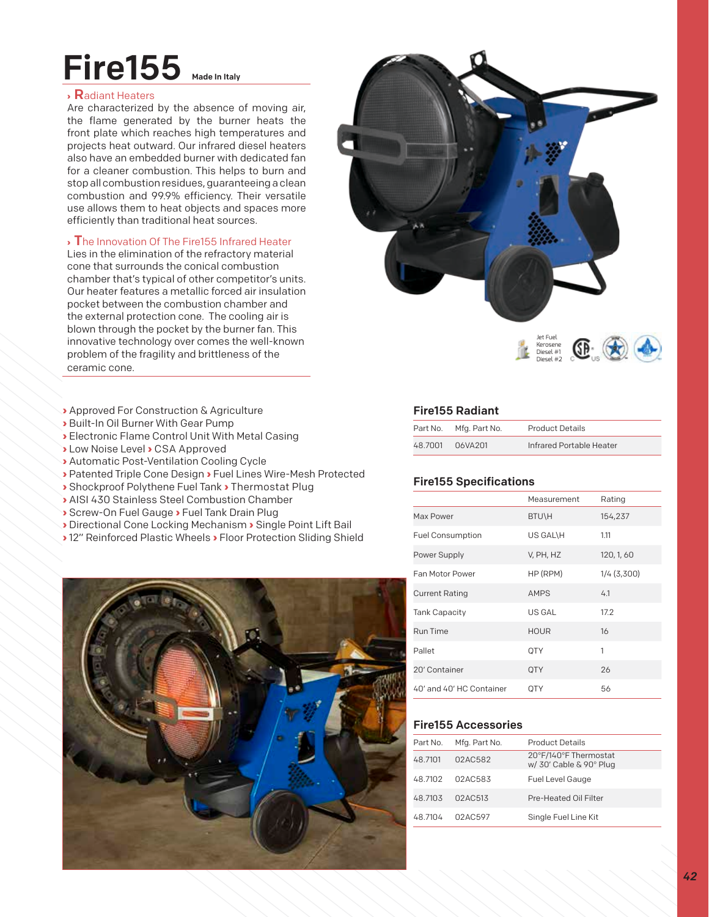# Fire155 Made In Italy

› **R**adiant Heaters

Are characterized by the absence of moving air, the flame generated by the burner heats the front plate which reaches high temperatures and projects heat outward. Our infrared diesel heaters also have an embedded burner with dedicated fan for a cleaner combustion. This helps to burn and stop all combustion residues, guaranteeing a clean combustion and 99.9% efficiency. Their versatile use allows them to heat objects and spaces more efficiently than traditional heat sources.

› **T**he Innovation Of The Fire155 Infrared Heater

Lies in the elimination of the refractory material cone that surrounds the conical combustion chamber that's typical of other competitor's units. Our heater features a metallic forced air insulation pocket between the combustion chamber and the external protection cone. The cooling air is blown through the pocket by the burner fan. This innovative technology over comes the well-known problem of the fragility and brittleness of the ceramic cone.

Jet Fuel
Kerosene
Diesel #1
Diesel #2

- Approved For Construction & Agriculture
- Built-In Oil Burner With Gear Pump
- Electronic Flame Control Unit With Metal Casing
- Low Noise Level › CSA Approved
- Automatic Post-Ventilation Cooling Cycle
- Patented Triple Cone Design › Fuel Lines Wire-Mesh Protected
- Shockproof Polythene Fuel Tank › Thermostat Plug
- AISI 430 Stainless Steel Combustion Chamber
- Screw-On Fuel Gauge › Fuel Tank Drain Plug
- Directional Cone Locking Mechanism › Single Point Lift Bail
- 12" Reinforced Plastic Wheels › Floor Protection Sliding Shield

## Fire155 Radiant

| Part No. | Mfg. Part No. | Product Details |
|---|---|---|
| 48.7001 | 06VA201 | Infrared Portable Heater |

## Fire155 Specifications

| | Measurement | Rating |
|---|---|---|
| Max Power | BTU\H | 154,237 |
| Fuel Consumption | US GAL\H | 1.11 |
| Power Supply | V, PH, HZ | 120, 1, 60 |
| Fan Motor Power | HP (RPM) | 1/4 (3,300) |
| Current Rating | AMPS | 4.1 |
| Tank Capacity | US GAL | 17.2 |
| Run Time | HOUR | 16 |
| Pallet | QTY | 1 |
| 20' Container | QTY | 26 |
| 40' and 40' HC Container | QTY | 56 |

## Fire155 Accessories

| Part No. | Mfg. Part No. | Product Details |
|---|---|---|
| 48.7101 | 02AC582 | 20°F/140°F Thermostat w/ 30' Cable & 90° Plug |
| 48.7102 | 02AC583 | Fuel Level Gauge |
| 48.7103 | 02AC513 | Pre-Heated Oil Filter |
| 48.7104 | 02AC597 | Single Fuel Line Kit |